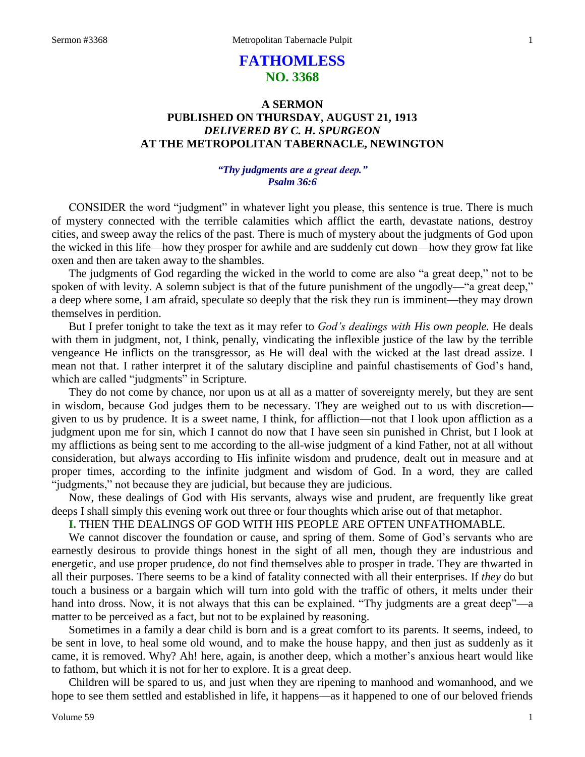# FATHOMLESS
## NO. 3368

### A SERMON
### PUBLISHED ON THURSDAY, AUGUST 21, 1913
### *DELIVERED BY C. H. SPURGEON*
### AT THE METROPOLITAN TABERNACLE, NEWINGTON

*"Thy judgments are a great deep."*
*Psalm 36:6*

CONSIDER the word "judgment" in whatever light you please, this sentence is true. There is much of mystery connected with the terrible calamities which afflict the earth, devastate nations, destroy cities, and sweep away the relics of the past. There is much of mystery about the judgments of God upon the wicked in this life—how they prosper for awhile and are suddenly cut down—how they grow fat like oxen and then are taken away to the shambles.

The judgments of God regarding the wicked in the world to come are also "a great deep," not to be spoken of with levity. A solemn subject is that of the future punishment of the ungodly—"a great deep," a deep where some, I am afraid, speculate so deeply that the risk they run is imminent—they may drown themselves in perdition.

But I prefer tonight to take the text as it may refer to *God's dealings with His own people.* He deals with them in judgment, not, I think, penally, vindicating the inflexible justice of the law by the terrible vengeance He inflicts on the transgressor, as He will deal with the wicked at the last dread assize. I mean not that. I rather interpret it of the salutary discipline and painful chastisements of God's hand, which are called "judgments" in Scripture.

They do not come by chance, nor upon us at all as a matter of sovereignty merely, but they are sent in wisdom, because God judges them to be necessary. They are weighed out to us with discretion—given to us by prudence. It is a sweet name, I think, for affliction—not that I look upon affliction as a judgment upon me for sin, which I cannot do now that I have seen sin punished in Christ, but I look at my afflictions as being sent to me according to the all-wise judgment of a kind Father, not at all without consideration, but always according to His infinite wisdom and prudence, dealt out in measure and at proper times, according to the infinite judgment and wisdom of God. In a word, they are called "judgments," not because they are judicial, but because they are judicious.

Now, these dealings of God with His servants, always wise and prudent, are frequently like great deeps I shall simply this evening work out three or four thoughts which arise out of that metaphor.

**I.** THEN THE DEALINGS OF GOD WITH HIS PEOPLE ARE OFTEN UNFATHOMABLE.

We cannot discover the foundation or cause, and spring of them. Some of God's servants who are earnestly desirous to provide things honest in the sight of all men, though they are industrious and energetic, and use proper prudence, do not find themselves able to prosper in trade. They are thwarted in all their purposes. There seems to be a kind of fatality connected with all their enterprises. If *they* do but touch a business or a bargain which will turn into gold with the traffic of others, it melts under their hand into dross. Now, it is not always that this can be explained. "Thy judgments are a great deep"—a matter to be perceived as a fact, but not to be explained by reasoning.

Sometimes in a family a dear child is born and is a great comfort to its parents. It seems, indeed, to be sent in love, to heal some old wound, and to make the house happy, and then just as suddenly as it came, it is removed. Why? Ah! here, again, is another deep, which a mother's anxious heart would like to fathom, but which it is not for her to explore. It is a great deep.

Children will be spared to us, and just when they are ripening to manhood and womanhood, and we hope to see them settled and established in life, it happens—as it happened to one of our beloved friends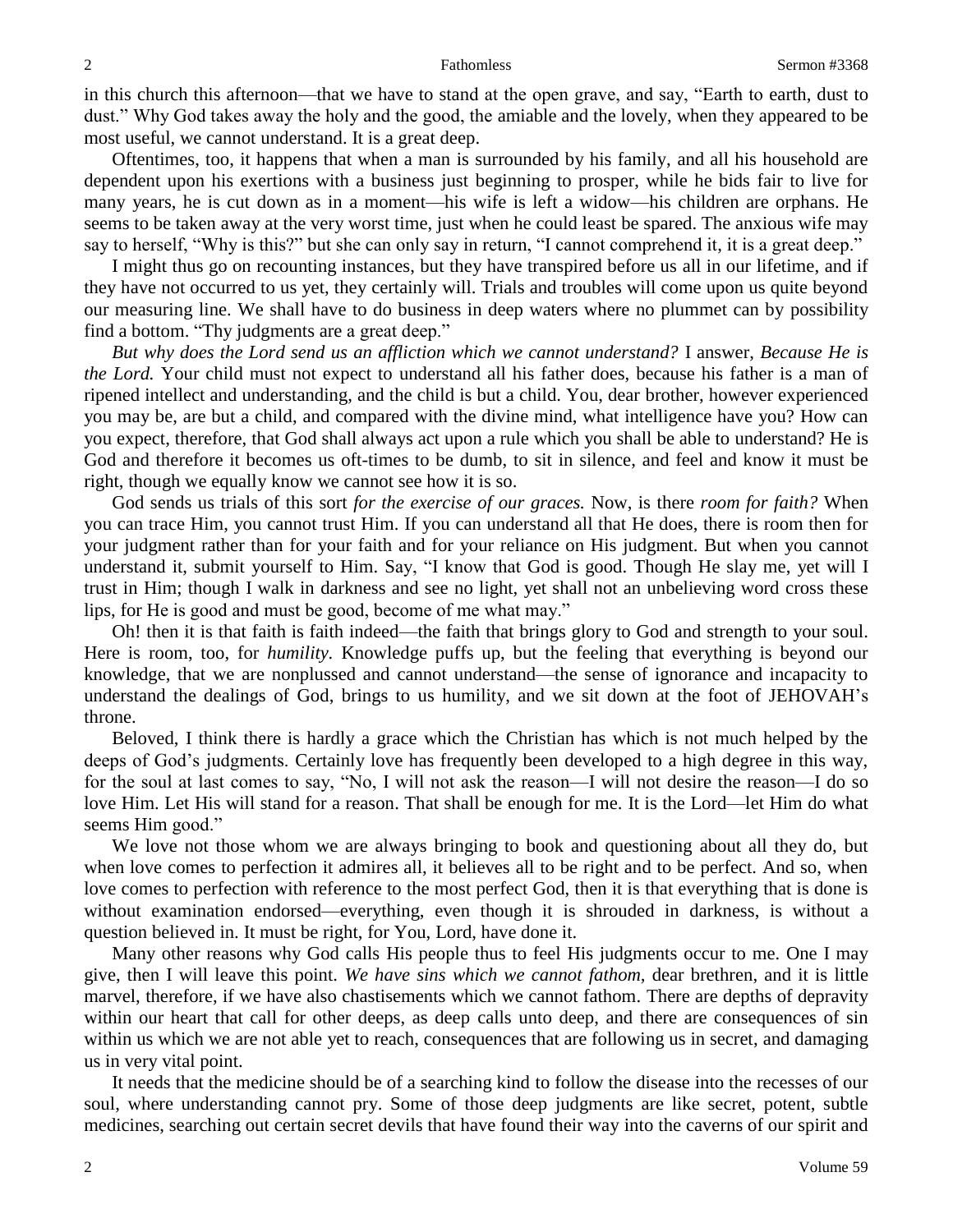in this church this afternoon—that we have to stand at the open grave, and say, "Earth to earth, dust to dust." Why God takes away the holy and the good, the amiable and the lovely, when they appeared to be most useful, we cannot understand. It is a great deep.

Oftentimes, too, it happens that when a man is surrounded by his family, and all his household are dependent upon his exertions with a business just beginning to prosper, while he bids fair to live for many years, he is cut down as in a moment—his wife is left a widow—his children are orphans. He seems to be taken away at the very worst time, just when he could least be spared. The anxious wife may say to herself, "Why is this?" but she can only say in return, "I cannot comprehend it, it is a great deep."

I might thus go on recounting instances, but they have transpired before us all in our lifetime, and if they have not occurred to us yet, they certainly will. Trials and troubles will come upon us quite beyond our measuring line. We shall have to do business in deep waters where no plummet can by possibility find a bottom. "Thy judgments are a great deep."

*But why does the Lord send us an affliction which we cannot understand?* I answer, *Because He is the Lord.* Your child must not expect to understand all his father does, because his father is a man of ripened intellect and understanding, and the child is but a child. You, dear brother, however experienced you may be, are but a child, and compared with the divine mind, what intelligence have you? How can you expect, therefore, that God shall always act upon a rule which you shall be able to understand? He is God and therefore it becomes us oft-times to be dumb, to sit in silence, and feel and know it must be right, though we equally know we cannot see how it is so.

God sends us trials of this sort *for the exercise of our graces.* Now, is there *room for faith?* When you can trace Him, you cannot trust Him. If you can understand all that He does, there is room then for your judgment rather than for your faith and for your reliance on His judgment. But when you cannot understand it, submit yourself to Him. Say, "I know that God is good. Though He slay me, yet will I trust in Him; though I walk in darkness and see no light, yet shall not an unbelieving word cross these lips, for He is good and must be good, become of me what may."

Oh! then it is that faith is faith indeed—the faith that brings glory to God and strength to your soul. Here is room, too, for *humility.* Knowledge puffs up, but the feeling that everything is beyond our knowledge, that we are nonplussed and cannot understand—the sense of ignorance and incapacity to understand the dealings of God, brings to us humility, and we sit down at the foot of JEHOVAH's throne.

Beloved, I think there is hardly a grace which the Christian has which is not much helped by the deeps of God's judgments. Certainly love has frequently been developed to a high degree in this way, for the soul at last comes to say, "No, I will not ask the reason—I will not desire the reason—I do so love Him. Let His will stand for a reason. That shall be enough for me. It is the Lord—let Him do what seems Him good."

We love not those whom we are always bringing to book and questioning about all they do, but when love comes to perfection it admires all, it believes all to be right and to be perfect. And so, when love comes to perfection with reference to the most perfect God, then it is that everything that is done is without examination endorsed—everything, even though it is shrouded in darkness, is without a question believed in. It must be right, for You, Lord, have done it.

Many other reasons why God calls His people thus to feel His judgments occur to me. One I may give, then I will leave this point. *We have sins which we cannot fathom,* dear brethren, and it is little marvel, therefore, if we have also chastisements which we cannot fathom. There are depths of depravity within our heart that call for other deeps, as deep calls unto deep, and there are consequences of sin within us which we are not able yet to reach, consequences that are following us in secret, and damaging us in very vital point.

It needs that the medicine should be of a searching kind to follow the disease into the recesses of our soul, where understanding cannot pry. Some of those deep judgments are like secret, potent, subtle medicines, searching out certain secret devils that have found their way into the caverns of our spirit and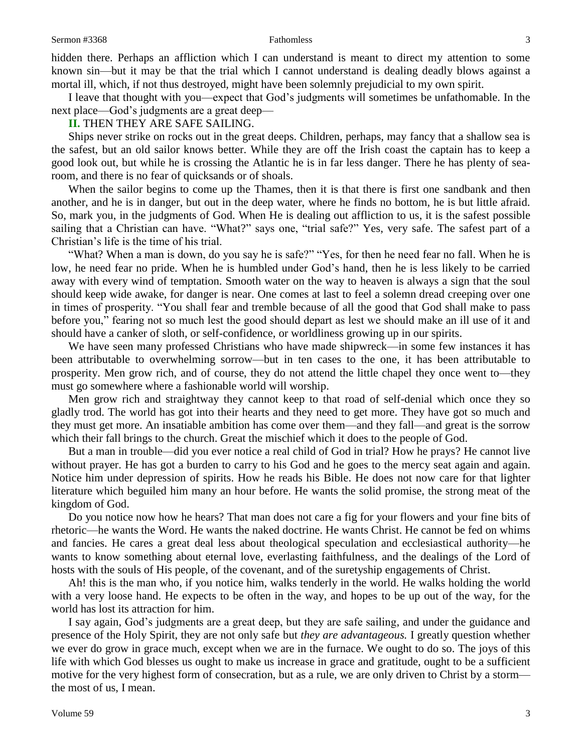hidden there. Perhaps an affliction which I can understand is meant to direct my attention to some known sin—but it may be that the trial which I cannot understand is dealing deadly blows against a mortal ill, which, if not thus destroyed, might have been solemnly prejudicial to my own spirit.

I leave that thought with you—expect that God's judgments will sometimes be unfathomable. In the next place—God's judgments are a great deep—

**II.** THEN THEY ARE SAFE SAILING.

Ships never strike on rocks out in the great deeps. Children, perhaps, may fancy that a shallow sea is the safest, but an old sailor knows better. While they are off the Irish coast the captain has to keep a good look out, but while he is crossing the Atlantic he is in far less danger. There he has plenty of sea-room, and there is no fear of quicksands or of shoals.

When the sailor begins to come up the Thames, then it is that there is first one sandbank and then another, and he is in danger, but out in the deep water, where he finds no bottom, he is but little afraid. So, mark you, in the judgments of God. When He is dealing out affliction to us, it is the safest possible sailing that a Christian can have. "What?" says one, "trial safe?" Yes, very safe. The safest part of a Christian's life is the time of his trial.

"What? When a man is down, do you say he is safe?" "Yes, for then he need fear no fall. When he is low, he need fear no pride. When he is humbled under God's hand, then he is less likely to be carried away with every wind of temptation. Smooth water on the way to heaven is always a sign that the soul should keep wide awake, for danger is near. One comes at last to feel a solemn dread creeping over one in times of prosperity. "You shall fear and tremble because of all the good that God shall make to pass before you," fearing not so much lest the good should depart as lest we should make an ill use of it and should have a canker of sloth, or self-confidence, or worldliness growing up in our spirits.

We have seen many professed Christians who have made shipwreck—in some few instances it has been attributable to overwhelming sorrow—but in ten cases to the one, it has been attributable to prosperity. Men grow rich, and of course, they do not attend the little chapel they once went to—they must go somewhere where a fashionable world will worship.

Men grow rich and straightway they cannot keep to that road of self-denial which once they so gladly trod. The world has got into their hearts and they need to get more. They have got so much and they must get more. An insatiable ambition has come over them—and they fall—and great is the sorrow which their fall brings to the church. Great the mischief which it does to the people of God.

But a man in trouble—did you ever notice a real child of God in trial? How he prays? He cannot live without prayer. He has got a burden to carry to his God and he goes to the mercy seat again and again. Notice him under depression of spirits. How he reads his Bible. He does not now care for that lighter literature which beguiled him many an hour before. He wants the solid promise, the strong meat of the kingdom of God.

Do you notice now how he hears? That man does not care a fig for your flowers and your fine bits of rhetoric—he wants the Word. He wants the naked doctrine. He wants Christ. He cannot be fed on whims and fancies. He cares a great deal less about theological speculation and ecclesiastical authority—he wants to know something about eternal love, everlasting faithfulness, and the dealings of the Lord of hosts with the souls of His people, of the covenant, and of the suretyship engagements of Christ.

Ah! this is the man who, if you notice him, walks tenderly in the world. He walks holding the world with a very loose hand. He expects to be often in the way, and hopes to be up out of the way, for the world has lost its attraction for him.

I say again, God's judgments are a great deep, but they are safe sailing, and under the guidance and presence of the Holy Spirit, they are not only safe but *they are advantageous.* I greatly question whether we ever do grow in grace much, except when we are in the furnace. We ought to do so. The joys of this life with which God blesses us ought to make us increase in grace and gratitude, ought to be a sufficient motive for the very highest form of consecration, but as a rule, we are only driven to Christ by a storm—the most of us, I mean.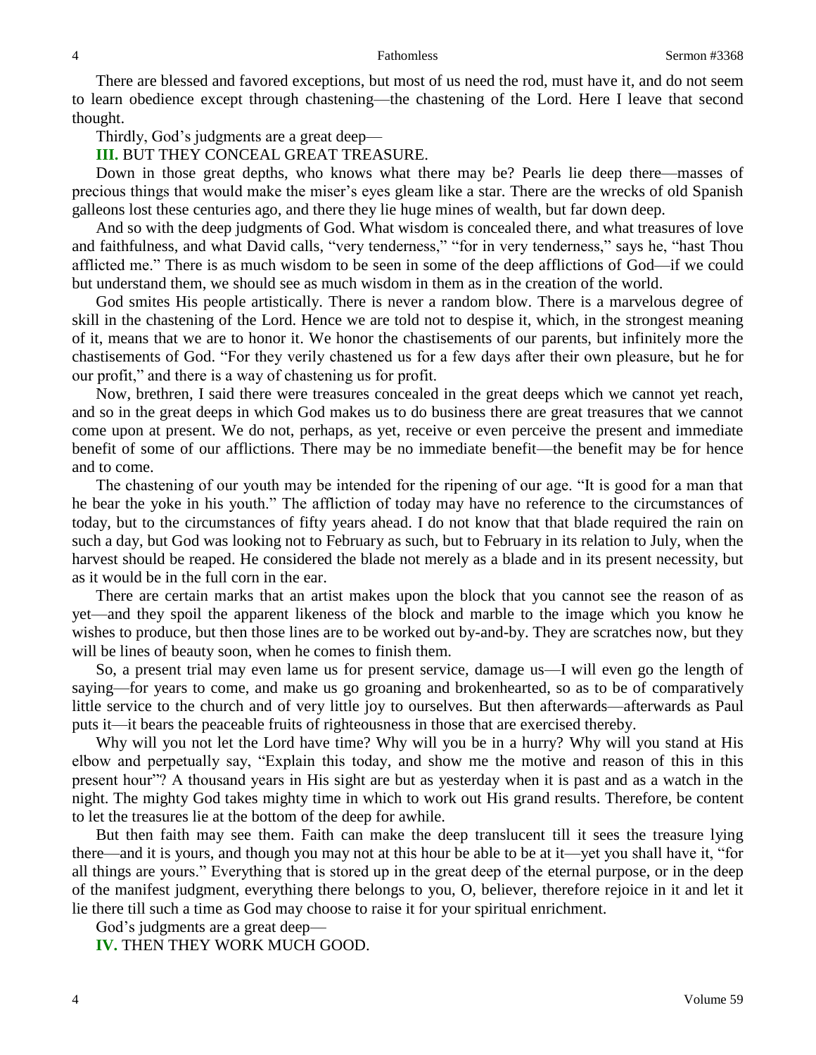There are blessed and favored exceptions, but most of us need the rod, must have it, and do not seem to learn obedience except through chastening—the chastening of the Lord. Here I leave that second thought.

Thirdly, God's judgments are a great deep—

**III.** BUT THEY CONCEAL GREAT TREASURE.

Down in those great depths, who knows what there may be? Pearls lie deep there—masses of precious things that would make the miser's eyes gleam like a star. There are the wrecks of old Spanish galleons lost these centuries ago, and there they lie huge mines of wealth, but far down deep.

And so with the deep judgments of God. What wisdom is concealed there, and what treasures of love and faithfulness, and what David calls, "very tenderness," "for in very tenderness," says he, "hast Thou afflicted me." There is as much wisdom to be seen in some of the deep afflictions of God—if we could but understand them, we should see as much wisdom in them as in the creation of the world.

God smites His people artistically. There is never a random blow. There is a marvelous degree of skill in the chastening of the Lord. Hence we are told not to despise it, which, in the strongest meaning of it, means that we are to honor it. We honor the chastisements of our parents, but infinitely more the chastisements of God. "For they verily chastened us for a few days after their own pleasure, but he for our profit," and there is a way of chastening us for profit.

Now, brethren, I said there were treasures concealed in the great deeps which we cannot yet reach, and so in the great deeps in which God makes us to do business there are great treasures that we cannot come upon at present. We do not, perhaps, as yet, receive or even perceive the present and immediate benefit of some of our afflictions. There may be no immediate benefit—the benefit may be for hence and to come.

The chastening of our youth may be intended for the ripening of our age. "It is good for a man that he bear the yoke in his youth." The affliction of today may have no reference to the circumstances of today, but to the circumstances of fifty years ahead. I do not know that that blade required the rain on such a day, but God was looking not to February as such, but to February in its relation to July, when the harvest should be reaped. He considered the blade not merely as a blade and in its present necessity, but as it would be in the full corn in the ear.

There are certain marks that an artist makes upon the block that you cannot see the reason of as yet—and they spoil the apparent likeness of the block and marble to the image which you know he wishes to produce, but then those lines are to be worked out by-and-by. They are scratches now, but they will be lines of beauty soon, when he comes to finish them.

So, a present trial may even lame us for present service, damage us—I will even go the length of saying—for years to come, and make us go groaning and brokenhearted, so as to be of comparatively little service to the church and of very little joy to ourselves. But then afterwards—afterwards as Paul puts it—it bears the peaceable fruits of righteousness in those that are exercised thereby.

Why will you not let the Lord have time? Why will you be in a hurry? Why will you stand at His elbow and perpetually say, "Explain this today, and show me the motive and reason of this in this present hour"? A thousand years in His sight are but as yesterday when it is past and as a watch in the night. The mighty God takes mighty time in which to work out His grand results. Therefore, be content to let the treasures lie at the bottom of the deep for awhile.

But then faith may see them. Faith can make the deep translucent till it sees the treasure lying there—and it is yours, and though you may not at this hour be able to be at it—yet you shall have it, "for all things are yours." Everything that is stored up in the great deep of the eternal purpose, or in the deep of the manifest judgment, everything there belongs to you, O, believer, therefore rejoice in it and let it lie there till such a time as God may choose to raise it for your spiritual enrichment.

God's judgments are a great deep—

**IV.** THEN THEY WORK MUCH GOOD.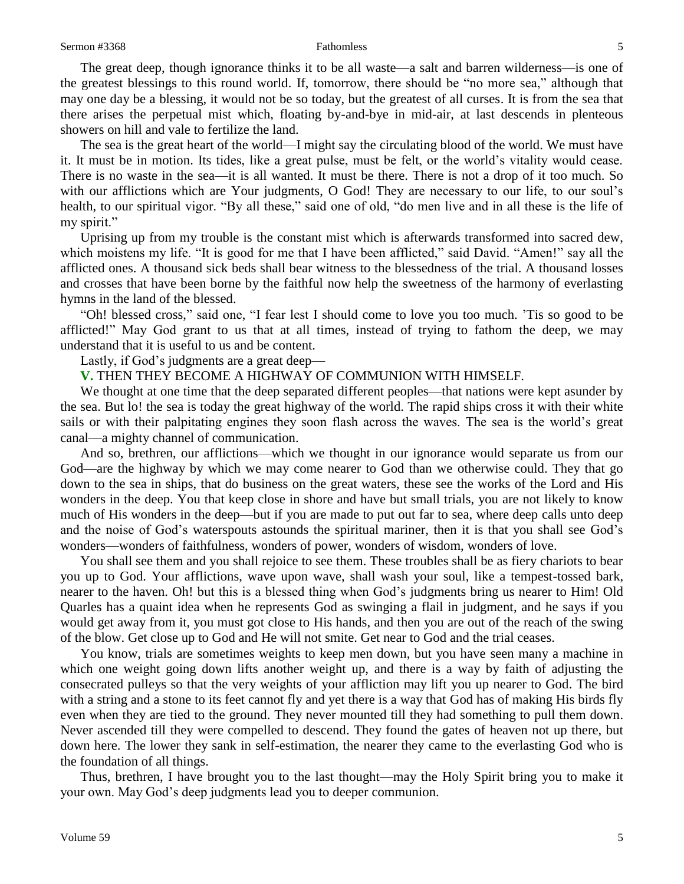The great deep, though ignorance thinks it to be all waste—a salt and barren wilderness—is one of the greatest blessings to this round world. If, tomorrow, there should be "no more sea," although that may one day be a blessing, it would not be so today, but the greatest of all curses. It is from the sea that there arises the perpetual mist which, floating by-and-bye in mid-air, at last descends in plenteous showers on hill and vale to fertilize the land.

The sea is the great heart of the world—I might say the circulating blood of the world. We must have it. It must be in motion. Its tides, like a great pulse, must be felt, or the world's vitality would cease. There is no waste in the sea—it is all wanted. It must be there. There is not a drop of it too much. So with our afflictions which are Your judgments, O God! They are necessary to our life, to our soul's health, to our spiritual vigor. "By all these," said one of old, "do men live and in all these is the life of my spirit."

Uprising up from my trouble is the constant mist which is afterwards transformed into sacred dew, which moistens my life. "It is good for me that I have been afflicted," said David. "Amen!" say all the afflicted ones. A thousand sick beds shall bear witness to the blessedness of the trial. A thousand losses and crosses that have been borne by the faithful now help the sweetness of the harmony of everlasting hymns in the land of the blessed.

"Oh! blessed cross," said one, "I fear lest I should come to love you too much. 'Tis so good to be afflicted!" May God grant to us that at all times, instead of trying to fathom the deep, we may understand that it is useful to us and be content.

Lastly, if God's judgments are a great deep—

**V.** THEN THEY BECOME A HIGHWAY OF COMMUNION WITH HIMSELF.

We thought at one time that the deep separated different peoples—that nations were kept asunder by the sea. But lo! the sea is today the great highway of the world. The rapid ships cross it with their white sails or with their palpitating engines they soon flash across the waves. The sea is the world's great canal—a mighty channel of communication.

And so, brethren, our afflictions—which we thought in our ignorance would separate us from our God—are the highway by which we may come nearer to God than we otherwise could. They that go down to the sea in ships, that do business on the great waters, these see the works of the Lord and His wonders in the deep. You that keep close in shore and have but small trials, you are not likely to know much of His wonders in the deep—but if you are made to put out far to sea, where deep calls unto deep and the noise of God's waterspouts astounds the spiritual mariner, then it is that you shall see God's wonders—wonders of faithfulness, wonders of power, wonders of wisdom, wonders of love.

You shall see them and you shall rejoice to see them. These troubles shall be as fiery chariots to bear you up to God. Your afflictions, wave upon wave, shall wash your soul, like a tempest-tossed bark, nearer to the haven. Oh! but this is a blessed thing when God's judgments bring us nearer to Him! Old Quarles has a quaint idea when he represents God as swinging a flail in judgment, and he says if you would get away from it, you must got close to His hands, and then you are out of the reach of the swing of the blow. Get close up to God and He will not smite. Get near to God and the trial ceases.

You know, trials are sometimes weights to keep men down, but you have seen many a machine in which one weight going down lifts another weight up, and there is a way by faith of adjusting the consecrated pulleys so that the very weights of your affliction may lift you up nearer to God. The bird with a string and a stone to its feet cannot fly and yet there is a way that God has of making His birds fly even when they are tied to the ground. They never mounted till they had something to pull them down. Never ascended till they were compelled to descend. They found the gates of heaven not up there, but down here. The lower they sank in self-estimation, the nearer they came to the everlasting God who is the foundation of all things.

Thus, brethren, I have brought you to the last thought—may the Holy Spirit bring you to make it your own. May God's deep judgments lead you to deeper communion.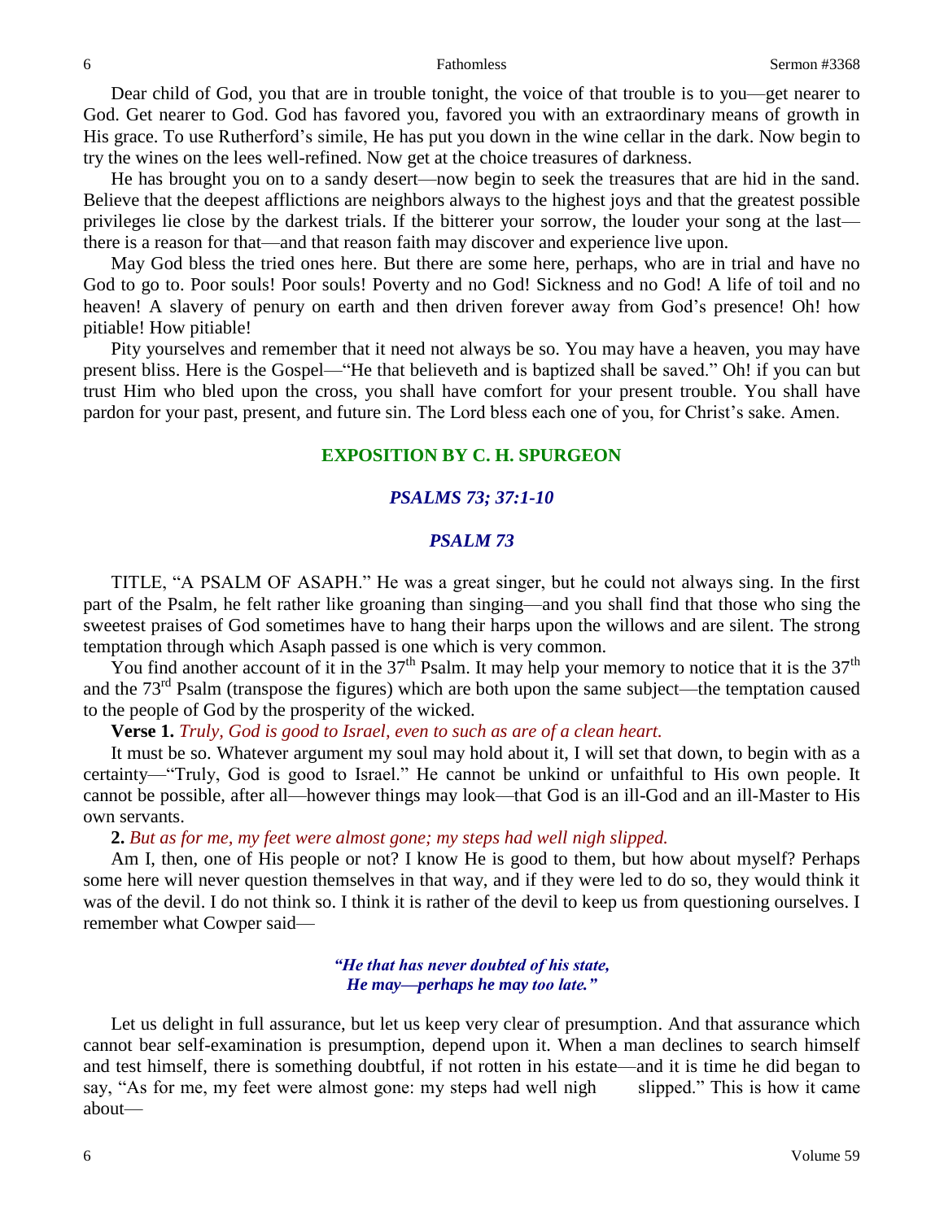Dear child of God, you that are in trouble tonight, the voice of that trouble is to you—get nearer to God. Get nearer to God. God has favored you, favored you with an extraordinary means of growth in His grace. To use Rutherford's simile, He has put you down in the wine cellar in the dark. Now begin to try the wines on the lees well-refined. Now get at the choice treasures of darkness.

He has brought you on to a sandy desert—now begin to seek the treasures that are hid in the sand. Believe that the deepest afflictions are neighbors always to the highest joys and that the greatest possible privileges lie close by the darkest trials. If the bitterer your sorrow, the louder your song at the last—there is a reason for that—and that reason faith may discover and experience live upon.

May God bless the tried ones here. But there are some here, perhaps, who are in trial and have no God to go to. Poor souls! Poor souls! Poverty and no God! Sickness and no God! A life of toil and no heaven! A slavery of penury on earth and then driven forever away from God's presence! Oh! how pitiable! How pitiable!

Pity yourselves and remember that it need not always be so. You may have a heaven, you may have present bliss. Here is the Gospel—"He that believeth and is baptized shall be saved." Oh! if you can but trust Him who bled upon the cross, you shall have comfort for your present trouble. You shall have pardon for your past, present, and future sin. The Lord bless each one of you, for Christ's sake. Amen.

## EXPOSITION BY C. H. SPURGEON

### *PSALMS 73; 37:1-10*

### *PSALM 73*

TITLE, "A PSALM OF ASAPH." He was a great singer, but he could not always sing. In the first part of the Psalm, he felt rather like groaning than singing—and you shall find that those who sing the sweetest praises of God sometimes have to hang their harps upon the willows and are silent. The strong temptation through which Asaph passed is one which is very common.

You find another account of it in the 37th Psalm. It may help your memory to notice that it is the 37th and the 73rd Psalm (transpose the figures) which are both upon the same subject—the temptation caused to the people of God by the prosperity of the wicked.

**Verse 1.** *Truly, God is good to Israel, even to such as are of a clean heart.*

It must be so. Whatever argument my soul may hold about it, I will set that down, to begin with as a certainty—"Truly, God is good to Israel." He cannot be unkind or unfaithful to His own people. It cannot be possible, after all—however things may look—that God is an ill-God and an ill-Master to His own servants.

**2.** *But as for me, my feet were almost gone; my steps had well nigh slipped.*

Am I, then, one of His people or not? I know He is good to them, but how about myself? Perhaps some here will never question themselves in that way, and if they were led to do so, they would think it was of the devil. I do not think so. I think it is rather of the devil to keep us from questioning ourselves. I remember what Cowper said—

> ***"He that has never doubted of his state,***
> ***He may—perhaps he may too late."***

Let us delight in full assurance, but let us keep very clear of presumption. And that assurance which cannot bear self-examination is presumption, depend upon it. When a man declines to search himself and test himself, there is something doubtful, if not rotten in his estate—and it is time he did began to say, "As for me, my feet were almost gone: my steps had well nigh slipped." This is how it came about—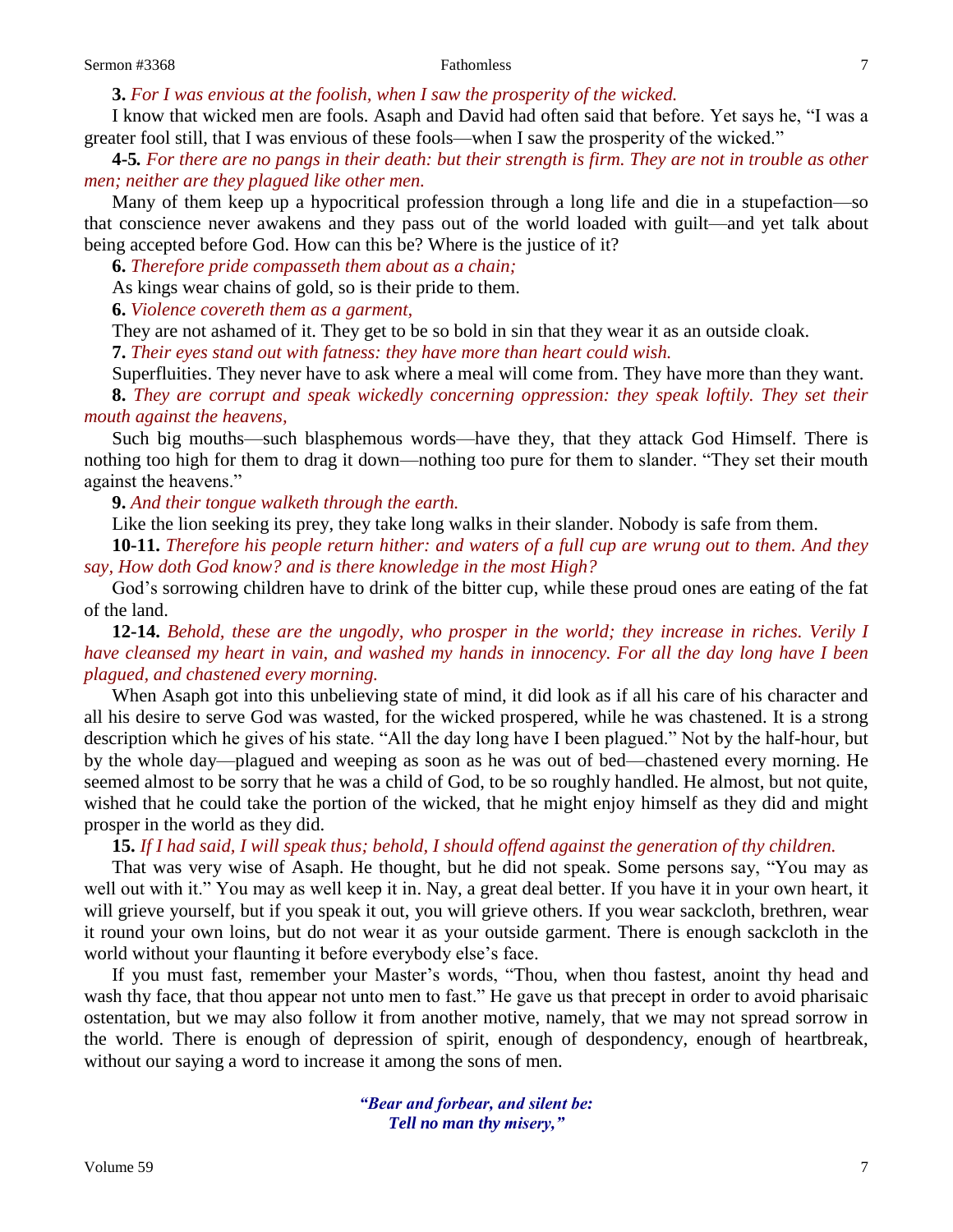**3.** *For I was envious at the foolish, when I saw the prosperity of the wicked.*

I know that wicked men are fools. Asaph and David had often said that before. Yet says he, "I was a greater fool still, that I was envious of these fools—when I saw the prosperity of the wicked."

**4-5.** *For there are no pangs in their death: but their strength is firm. They are not in trouble as other men; neither are they plagued like other men.*

Many of them keep up a hypocritical profession through a long life and die in a stupefaction—so that conscience never awakens and they pass out of the world loaded with guilt—and yet talk about being accepted before God. How can this be? Where is the justice of it?

**6.** *Therefore pride compasseth them about as a chain;*

As kings wear chains of gold, so is their pride to them.

**6.** *Violence covereth them as a garment,*

They are not ashamed of it. They get to be so bold in sin that they wear it as an outside cloak.

**7.** *Their eyes stand out with fatness: they have more than heart could wish.*

Superfluities. They never have to ask where a meal will come from. They have more than they want.

**8.** *They are corrupt and speak wickedly concerning oppression: they speak loftily. They set their mouth against the heavens,*

Such big mouths—such blasphemous words—have they, that they attack God Himself. There is nothing too high for them to drag it down—nothing too pure for them to slander. "They set their mouth against the heavens."

**9.** *And their tongue walketh through the earth.*

Like the lion seeking its prey, they take long walks in their slander. Nobody is safe from them.

**10-11.** *Therefore his people return hither: and waters of a full cup are wrung out to them. And they say, How doth God know? and is there knowledge in the most High?*

God's sorrowing children have to drink of the bitter cup, while these proud ones are eating of the fat of the land.

**12-14.** *Behold, these are the ungodly, who prosper in the world; they increase in riches. Verily I have cleansed my heart in vain, and washed my hands in innocency. For all the day long have I been plagued, and chastened every morning.*

When Asaph got into this unbelieving state of mind, it did look as if all his care of his character and all his desire to serve God was wasted, for the wicked prospered, while he was chastened. It is a strong description which he gives of his state. "All the day long have I been plagued." Not by the half-hour, but by the whole day—plagued and weeping as soon as he was out of bed—chastened every morning. He seemed almost to be sorry that he was a child of God, to be so roughly handled. He almost, but not quite, wished that he could take the portion of the wicked, that he might enjoy himself as they did and might prosper in the world as they did.

**15.** *If I had said, I will speak thus; behold, I should offend against the generation of thy children.*

That was very wise of Asaph. He thought, but he did not speak. Some persons say, "You may as well out with it." You may as well keep it in. Nay, a great deal better. If you have it in your own heart, it will grieve yourself, but if you speak it out, you will grieve others. If you wear sackcloth, brethren, wear it round your own loins, but do not wear it as your outside garment. There is enough sackcloth in the world without your flaunting it before everybody else's face.

If you must fast, remember your Master's words, "Thou, when thou fastest, anoint thy head and wash thy face, that thou appear not unto men to fast." He gave us that precept in order to avoid pharisaic ostentation, but we may also follow it from another motive, namely, that we may not spread sorrow in the world. There is enough of depression of spirit, enough of despondency, enough of heartbreak, without our saying a word to increase it among the sons of men.

> ***"Bear and forbear, and silent be:***
> ***Tell no man thy misery,"***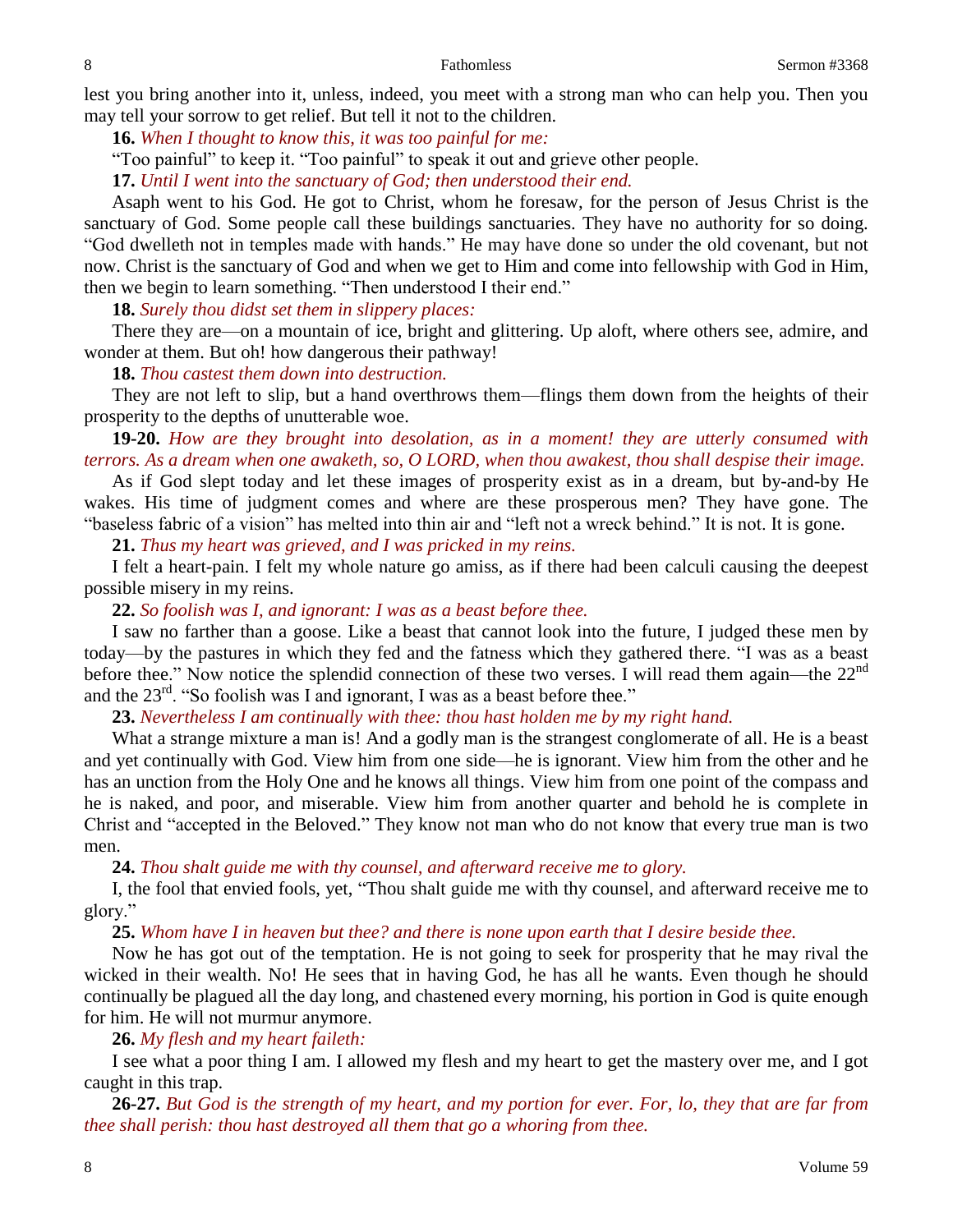lest you bring another into it, unless, indeed, you meet with a strong man who can help you. Then you may tell your sorrow to get relief. But tell it not to the children.

**16.** *When I thought to know this, it was too painful for me:*

"Too painful" to keep it. "Too painful" to speak it out and grieve other people.

**17.** *Until I went into the sanctuary of God; then understood their end.*

Asaph went to his God. He got to Christ, whom he foresaw, for the person of Jesus Christ is the sanctuary of God. Some people call these buildings sanctuaries. They have no authority for so doing. "God dwelleth not in temples made with hands." He may have done so under the old covenant, but not now. Christ is the sanctuary of God and when we get to Him and come into fellowship with God in Him, then we begin to learn something. "Then understood I their end."

**18.** *Surely thou didst set them in slippery places:*

There they are—on a mountain of ice, bright and glittering. Up aloft, where others see, admire, and wonder at them. But oh! how dangerous their pathway!

**18.** *Thou castest them down into destruction.*

They are not left to slip, but a hand overthrows them—flings them down from the heights of their prosperity to the depths of unutterable woe.

**19-20.** *How are they brought into desolation, as in a moment! they are utterly consumed with terrors. As a dream when one awaketh, so, O LORD, when thou awakest, thou shall despise their image.*

As if God slept today and let these images of prosperity exist as in a dream, but by-and-by He wakes. His time of judgment comes and where are these prosperous men? They have gone. The "baseless fabric of a vision" has melted into thin air and "left not a wreck behind." It is not. It is gone.

**21.** *Thus my heart was grieved, and I was pricked in my reins.*

I felt a heart-pain. I felt my whole nature go amiss, as if there had been calculi causing the deepest possible misery in my reins.

**22.** *So foolish was I, and ignorant: I was as a beast before thee.*

I saw no farther than a goose. Like a beast that cannot look into the future, I judged these men by today—by the pastures in which they fed and the fatness which they gathered there. "I was as a beast before thee." Now notice the splendid connection of these two verses. I will read them again—the 22nd and the 23rd. "So foolish was I and ignorant, I was as a beast before thee."

**23.** *Nevertheless I am continually with thee: thou hast holden me by my right hand.*

What a strange mixture a man is! And a godly man is the strangest conglomerate of all. He is a beast and yet continually with God. View him from one side—he is ignorant. View him from the other and he has an unction from the Holy One and he knows all things. View him from one point of the compass and he is naked, and poor, and miserable. View him from another quarter and behold he is complete in Christ and "accepted in the Beloved." They know not man who do not know that every true man is two men.

**24.** *Thou shalt guide me with thy counsel, and afterward receive me to glory.*

I, the fool that envied fools, yet, "Thou shalt guide me with thy counsel, and afterward receive me to glory."

**25.** *Whom have I in heaven but thee? and there is none upon earth that I desire beside thee.*

Now he has got out of the temptation. He is not going to seek for prosperity that he may rival the wicked in their wealth. No! He sees that in having God, he has all he wants. Even though he should continually be plagued all the day long, and chastened every morning, his portion in God is quite enough for him. He will not murmur anymore.

**26.** *My flesh and my heart faileth:*

I see what a poor thing I am. I allowed my flesh and my heart to get the mastery over me, and I got caught in this trap.

**26-27.** *But God is the strength of my heart, and my portion for ever. For, lo, they that are far from thee shall perish: thou hast destroyed all them that go a whoring from thee.*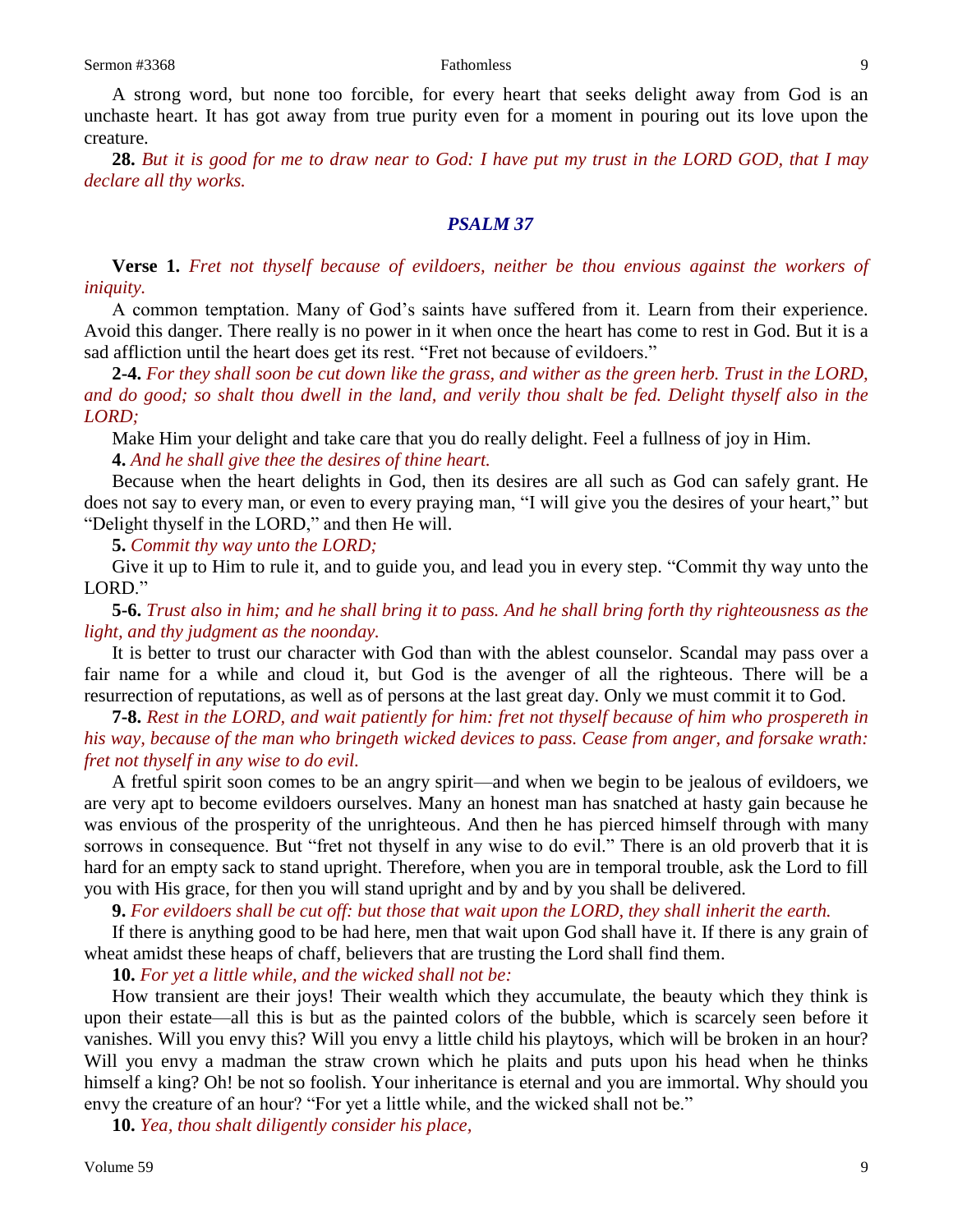A strong word, but none too forcible, for every heart that seeks delight away from God is an unchaste heart. It has got away from true purity even for a moment in pouring out its love upon the creature.

**28.** *But it is good for me to draw near to God: I have put my trust in the LORD GOD, that I may declare all thy works.*

## *PSALM 37*

**Verse 1.** *Fret not thyself because of evildoers, neither be thou envious against the workers of iniquity.*

A common temptation. Many of God's saints have suffered from it. Learn from their experience. Avoid this danger. There really is no power in it when once the heart has come to rest in God. But it is a sad affliction until the heart does get its rest. "Fret not because of evildoers."

**2-4.** *For they shall soon be cut down like the grass, and wither as the green herb. Trust in the LORD, and do good; so shalt thou dwell in the land, and verily thou shalt be fed. Delight thyself also in the LORD;*

Make Him your delight and take care that you do really delight. Feel a fullness of joy in Him.

**4.** *And he shall give thee the desires of thine heart.*

Because when the heart delights in God, then its desires are all such as God can safely grant. He does not say to every man, or even to every praying man, "I will give you the desires of your heart," but "Delight thyself in the LORD," and then He will.

**5.** *Commit thy way unto the LORD;*

Give it up to Him to rule it, and to guide you, and lead you in every step. "Commit thy way unto the LORD."

**5-6.** *Trust also in him; and he shall bring it to pass. And he shall bring forth thy righteousness as the light, and thy judgment as the noonday.*

It is better to trust our character with God than with the ablest counselor. Scandal may pass over a fair name for a while and cloud it, but God is the avenger of all the righteous. There will be a resurrection of reputations, as well as of persons at the last great day. Only we must commit it to God.

**7-8.** *Rest in the LORD, and wait patiently for him: fret not thyself because of him who prospereth in his way, because of the man who bringeth wicked devices to pass. Cease from anger, and forsake wrath: fret not thyself in any wise to do evil.*

A fretful spirit soon comes to be an angry spirit—and when we begin to be jealous of evildoers, we are very apt to become evildoers ourselves. Many an honest man has snatched at hasty gain because he was envious of the prosperity of the unrighteous. And then he has pierced himself through with many sorrows in consequence. But "fret not thyself in any wise to do evil." There is an old proverb that it is hard for an empty sack to stand upright. Therefore, when you are in temporal trouble, ask the Lord to fill you with His grace, for then you will stand upright and by and by you shall be delivered.

**9.** *For evildoers shall be cut off: but those that wait upon the LORD, they shall inherit the earth.*

If there is anything good to be had here, men that wait upon God shall have it. If there is any grain of wheat amidst these heaps of chaff, believers that are trusting the Lord shall find them.

**10.** *For yet a little while, and the wicked shall not be:*

How transient are their joys! Their wealth which they accumulate, the beauty which they think is upon their estate—all this is but as the painted colors of the bubble, which is scarcely seen before it vanishes. Will you envy this? Will you envy a little child his playtoys, which will be broken in an hour? Will you envy a madman the straw crown which he plaits and puts upon his head when he thinks himself a king? Oh! be not so foolish. Your inheritance is eternal and you are immortal. Why should you envy the creature of an hour? "For yet a little while, and the wicked shall not be."

**10.** *Yea, thou shalt diligently consider his place,*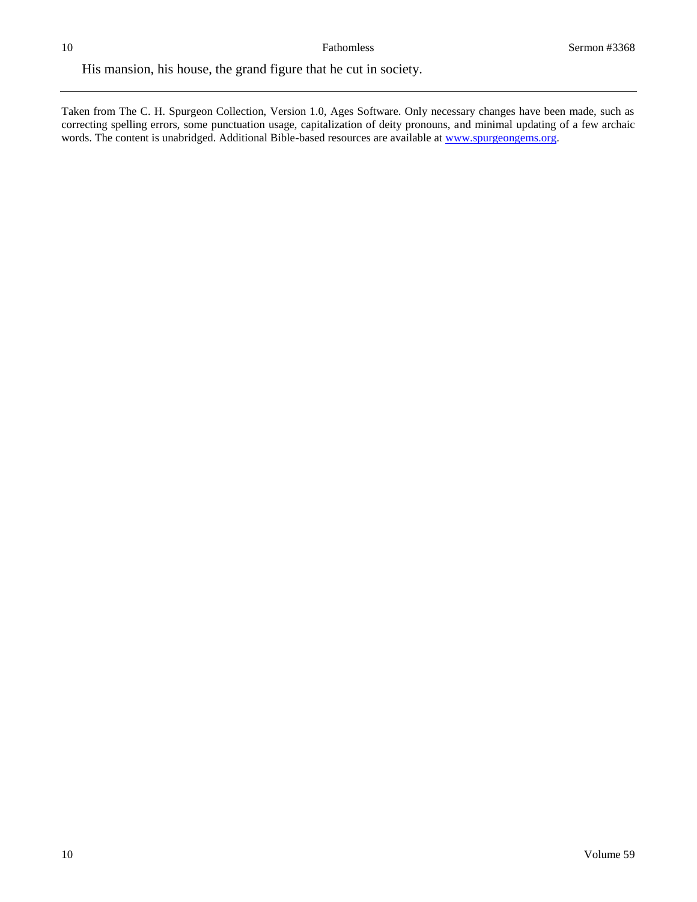His mansion, his house, the grand figure that he cut in society.

---

Taken from The C. H. Spurgeon Collection, Version 1.0, Ages Software. Only necessary changes have been made, such as correcting spelling errors, some punctuation usage, capitalization of deity pronouns, and minimal updating of a few archaic words. The content is unabridged. Additional Bible-based resources are available at www.spurgeongems.org.